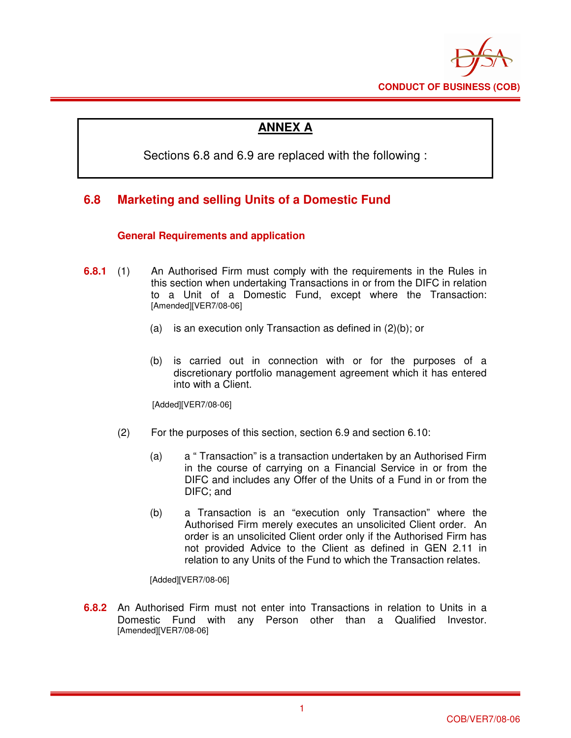## ANNEX A

Sections 6.8 and 6.9 are replaced with the following :

## 6.8 Marketing and selling Units of a Domestic Fund

### General Requirements and application

**6.8.1** (1) An Authorised Firm must comply with the requirements in the Rules in this section when undertaking Transactions in or from the DIFC in relation to a Unit of a Domestic Fund, except where the Transaction: [Amended][VER7/08-06]

(a) is an execution only Transaction as defined in (2)(b); or

(b) is carried out in connection with or for the purposes of a discretionary portfolio management agreement which it has entered into with a Client.

[Added][VER7/08-06]

(2) For the purposes of this section, section 6.9 and section 6.10:

(a) a " Transaction" is a transaction undertaken by an Authorised Firm in the course of carrying on a Financial Service in or from the DIFC and includes any Offer of the Units of a Fund in or from the DIFC; and

(b) a Transaction is an "execution only Transaction" where the Authorised Firm merely executes an unsolicited Client order. An order is an unsolicited Client order only if the Authorised Firm has not provided Advice to the Client as defined in GEN 2.11 in relation to any Units of the Fund to which the Transaction relates.

[Added][VER7/08-06]

**6.8.2** An Authorised Firm must not enter into Transactions in relation to Units in a Domestic Fund with any Person other than a Qualified Investor. [Amended][VER7/08-06]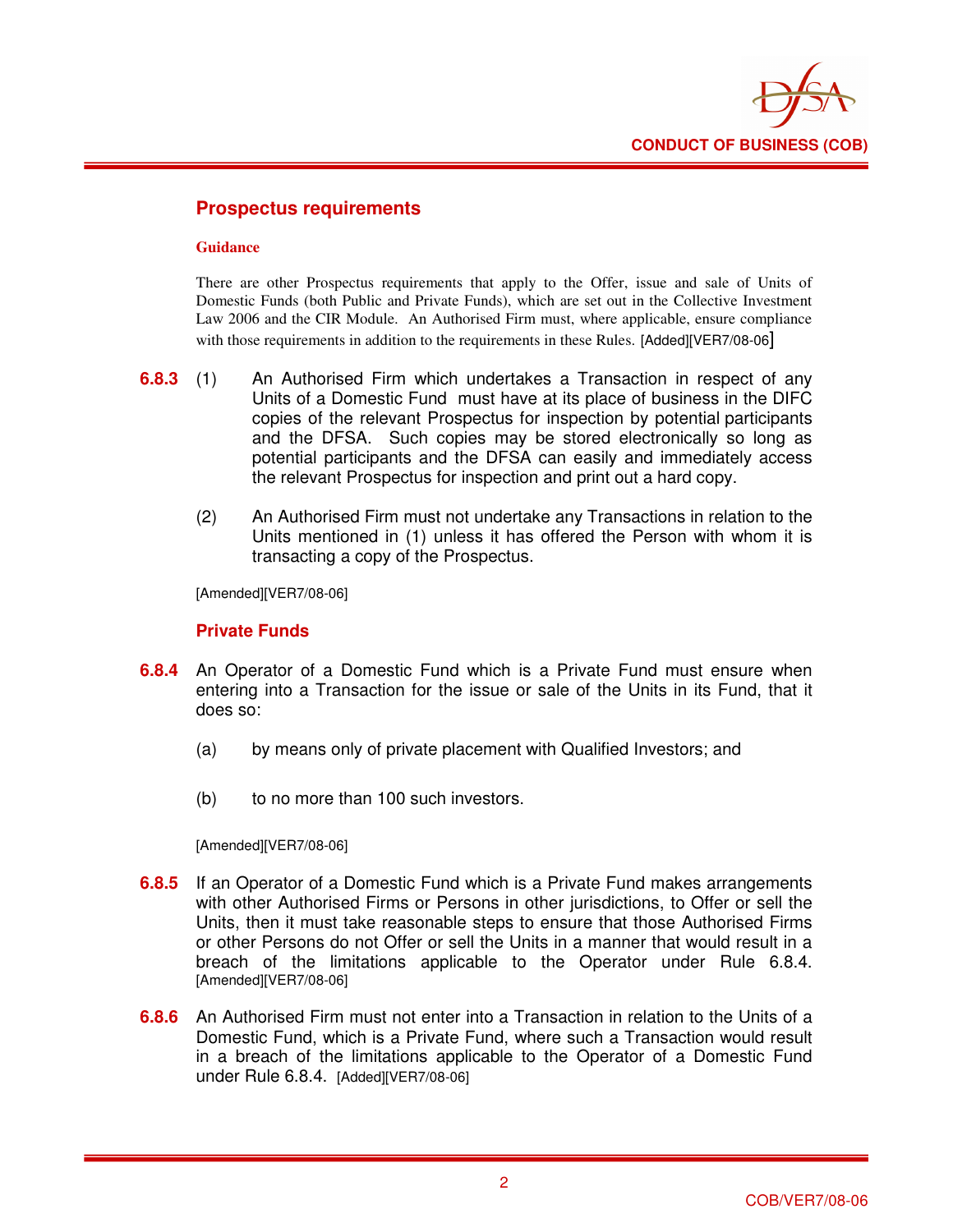## Prospectus requirements

**Guidance**

There are other Prospectus requirements that apply to the Offer, issue and sale of Units of Domestic Funds (both Public and Private Funds), which are set out in the Collective Investment Law 2006 and the CIR Module. An Authorised Firm must, where applicable, ensure compliance with those requirements in addition to the requirements in these Rules. [Added][VER7/08-06]

**6.8.3** (1) An Authorised Firm which undertakes a Transaction in respect of any Units of a Domestic Fund must have at its place of business in the DIFC copies of the relevant Prospectus for inspection by potential participants and the DFSA. Such copies may be stored electronically so long as potential participants and the DFSA can easily and immediately access the relevant Prospectus for inspection and print out a hard copy.

(2) An Authorised Firm must not undertake any Transactions in relation to the Units mentioned in (1) unless it has offered the Person with whom it is transacting a copy of the Prospectus.

[Amended][VER7/08-06]

## Private Funds

**6.8.4** An Operator of a Domestic Fund which is a Private Fund must ensure when entering into a Transaction for the issue or sale of the Units in its Fund, that it does so:

(a) by means only of private placement with Qualified Investors; and

(b) to no more than 100 such investors.

[Amended][VER7/08-06]

**6.8.5** If an Operator of a Domestic Fund which is a Private Fund makes arrangements with other Authorised Firms or Persons in other jurisdictions, to Offer or sell the Units, then it must take reasonable steps to ensure that those Authorised Firms or other Persons do not Offer or sell the Units in a manner that would result in a breach of the limitations applicable to the Operator under Rule 6.8.4. [Amended][VER7/08-06]

**6.8.6** An Authorised Firm must not enter into a Transaction in relation to the Units of a Domestic Fund, which is a Private Fund, where such a Transaction would result in a breach of the limitations applicable to the Operator of a Domestic Fund under Rule 6.8.4. [Added][VER7/08-06]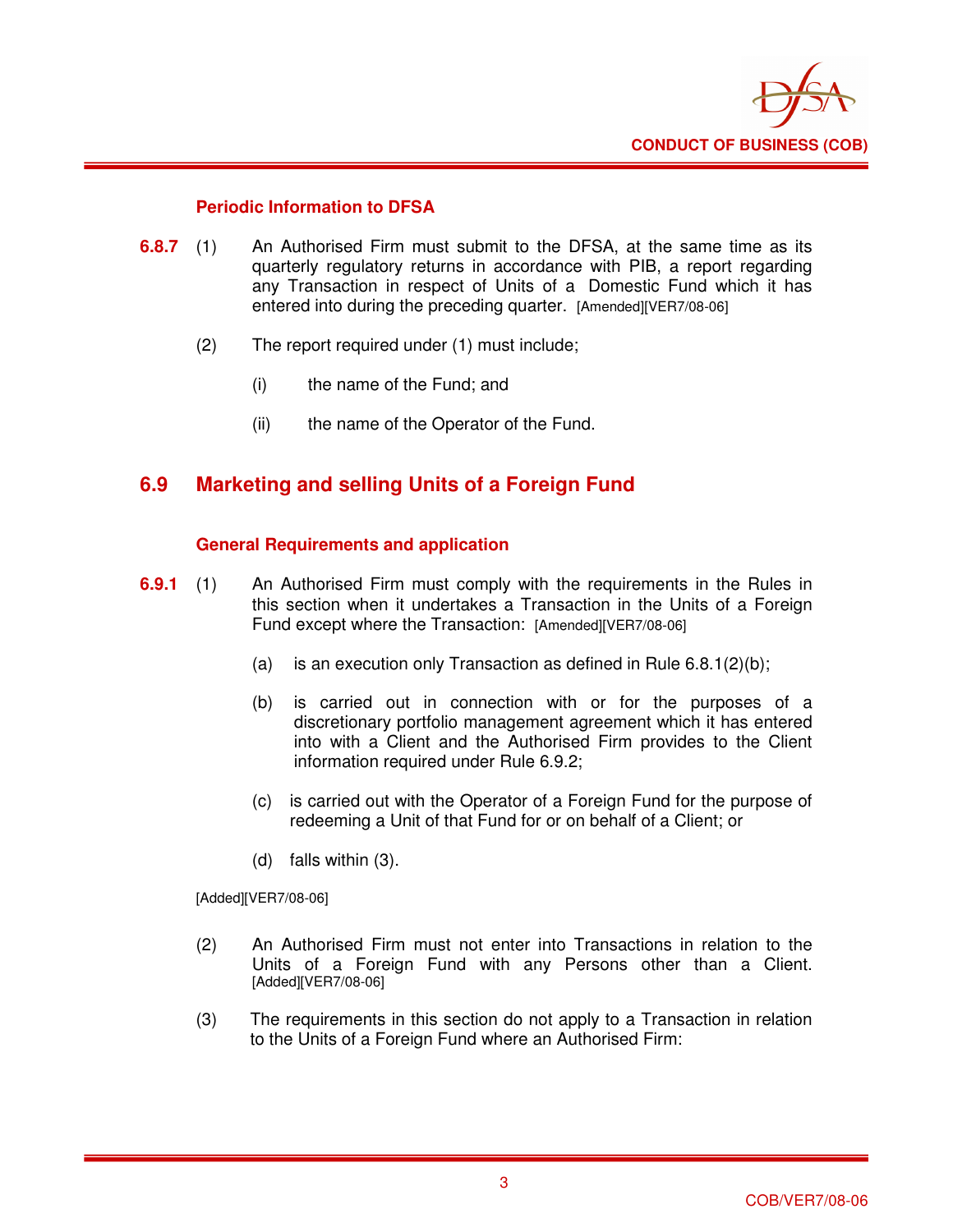#### Periodic Information to DFSA

**6.8.7** (1) An Authorised Firm must submit to the DFSA, at the same time as its quarterly regulatory returns in accordance with PIB, a report regarding any Transaction in respect of Units of a Domestic Fund which it has entered into during the preceding quarter. [Amended][VER7/08-06]

(2) The report required under (1) must include;

(i) the name of the Fund; and

(ii) the name of the Operator of the Fund.

## 6.9 Marketing and selling Units of a Foreign Fund

#### General Requirements and application

**6.9.1** (1) An Authorised Firm must comply with the requirements in the Rules in this section when it undertakes a Transaction in the Units of a Foreign Fund except where the Transaction: [Amended][VER7/08-06]

(a) is an execution only Transaction as defined in Rule 6.8.1(2)(b);

(b) is carried out in connection with or for the purposes of a discretionary portfolio management agreement which it has entered into with a Client and the Authorised Firm provides to the Client information required under Rule 6.9.2;

(c) is carried out with the Operator of a Foreign Fund for the purpose of redeeming a Unit of that Fund for or on behalf of a Client; or

(d) falls within (3).

[Added][VER7/08-06]

(2) An Authorised Firm must not enter into Transactions in relation to the Units of a Foreign Fund with any Persons other than a Client. [Added][VER7/08-06]

(3) The requirements in this section do not apply to a Transaction in relation to the Units of a Foreign Fund where an Authorised Firm: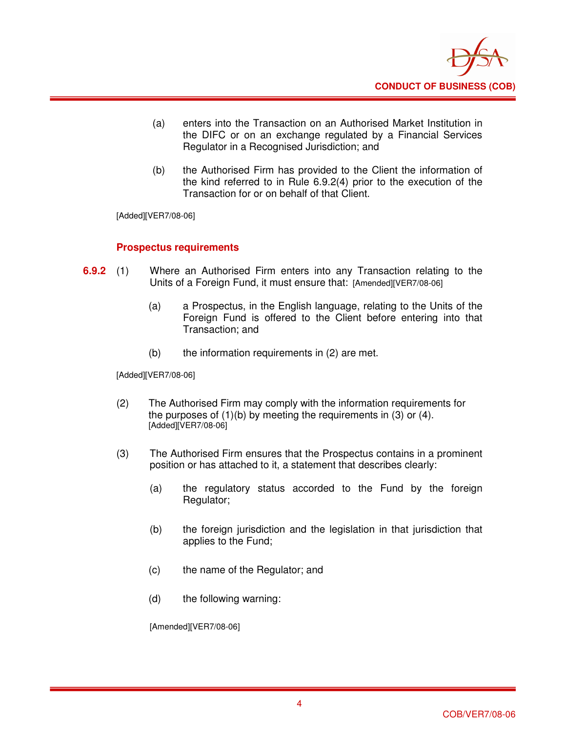(a) enters into the Transaction on an Authorised Market Institution in the DIFC or on an exchange regulated by a Financial Services Regulator in a Recognised Jurisdiction; and

(b) the Authorised Firm has provided to the Client the information of the kind referred to in Rule 6.9.2(4) prior to the execution of the Transaction for or on behalf of that Client.

[Added][VER7/08-06]

### Prospectus requirements

**6.9.2** (1) Where an Authorised Firm enters into any Transaction relating to the Units of a Foreign Fund, it must ensure that: [Amended][VER7/08-06]

(a) a Prospectus, in the English language, relating to the Units of the Foreign Fund is offered to the Client before entering into that Transaction; and

(b) the information requirements in (2) are met.

[Added][VER7/08-06]

(2) The Authorised Firm may comply with the information requirements for the purposes of (1)(b) by meeting the requirements in (3) or (4). [Added][VER7/08-06]

(3) The Authorised Firm ensures that the Prospectus contains in a prominent position or has attached to it, a statement that describes clearly:

(a) the regulatory status accorded to the Fund by the foreign Regulator;

(b) the foreign jurisdiction and the legislation in that jurisdiction that applies to the Fund;

(c) the name of the Regulator; and

(d) the following warning:

[Amended][VER7/08-06]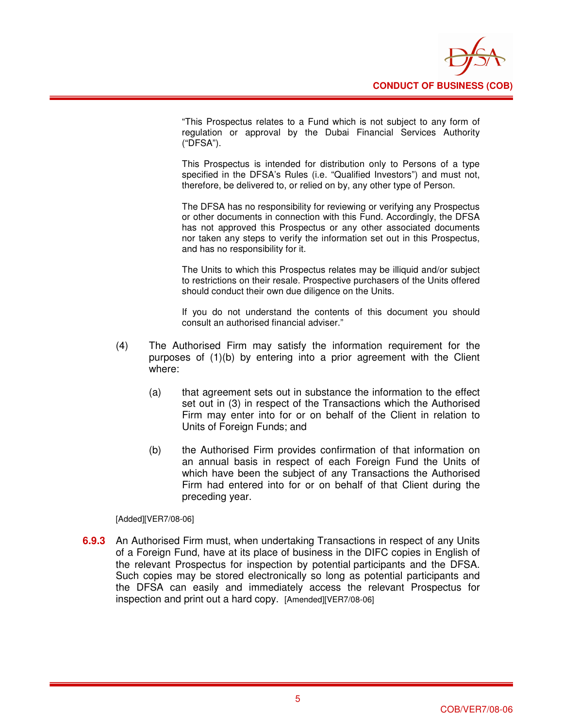"This Prospectus relates to a Fund which is not subject to any form of regulation or approval by the Dubai Financial Services Authority ("DFSA").

This Prospectus is intended for distribution only to Persons of a type specified in the DFSA's Rules (i.e. "Qualified Investors") and must not, therefore, be delivered to, or relied on by, any other type of Person.

The DFSA has no responsibility for reviewing or verifying any Prospectus or other documents in connection with this Fund. Accordingly, the DFSA has not approved this Prospectus or any other associated documents nor taken any steps to verify the information set out in this Prospectus, and has no responsibility for it.

The Units to which this Prospectus relates may be illiquid and/or subject to restrictions on their resale. Prospective purchasers of the Units offered should conduct their own due diligence on the Units.

If you do not understand the contents of this document you should consult an authorised financial adviser."

(4) The Authorised Firm may satisfy the information requirement for the purposes of (1)(b) by entering into a prior agreement with the Client where:

   (a) that agreement sets out in substance the information to the effect set out in (3) in respect of the Transactions which the Authorised Firm may enter into for or on behalf of the Client in relation to Units of Foreign Funds; and

   (b) the Authorised Firm provides confirmation of that information on an annual basis in respect of each Foreign Fund the Units of which have been the subject of any Transactions the Authorised Firm had entered into for or on behalf of that Client during the preceding year.

[Added][VER7/08-06]

**6.9.3** An Authorised Firm must, when undertaking Transactions in respect of any Units of a Foreign Fund, have at its place of business in the DIFC copies in English of the relevant Prospectus for inspection by potential participants and the DFSA. Such copies may be stored electronically so long as potential participants and the DFSA can easily and immediately access the relevant Prospectus for inspection and print out a hard copy. [Amended][VER7/08-06]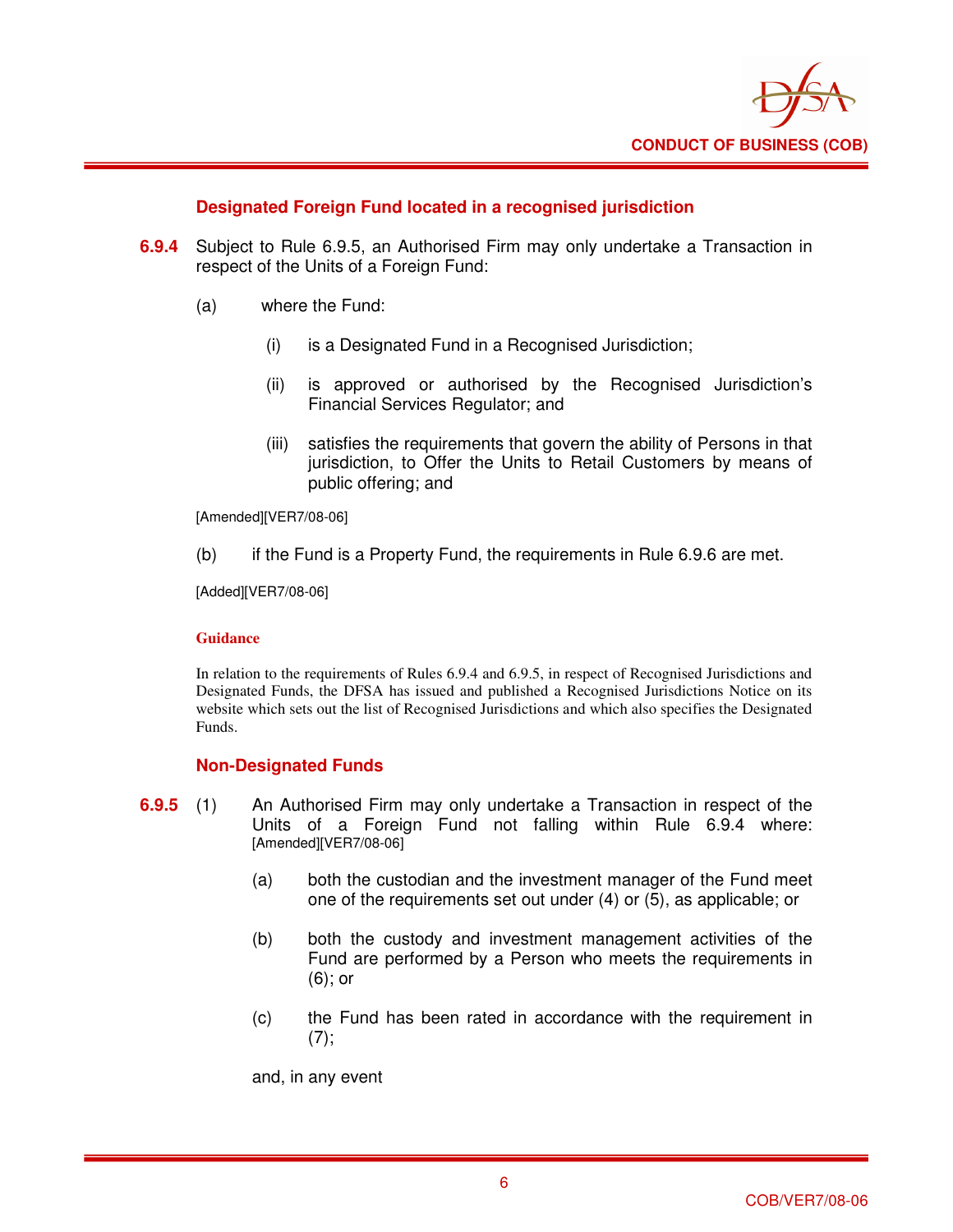### Designated Foreign Fund located in a recognised jurisdiction

**6.9.4** Subject to Rule 6.9.5, an Authorised Firm may only undertake a Transaction in respect of the Units of a Foreign Fund:

(a) where the Fund:

(i) is a Designated Fund in a Recognised Jurisdiction;

(ii) is approved or authorised by the Recognised Jurisdiction's Financial Services Regulator; and

(iii) satisfies the requirements that govern the ability of Persons in that jurisdiction, to Offer the Units to Retail Customers by means of public offering; and

[Amended][VER7/08-06]

(b) if the Fund is a Property Fund, the requirements in Rule 6.9.6 are met.

[Added][VER7/08-06]

**Guidance**

In relation to the requirements of Rules 6.9.4 and 6.9.5, in respect of Recognised Jurisdictions and Designated Funds, the DFSA has issued and published a Recognised Jurisdictions Notice on its website which sets out the list of Recognised Jurisdictions and which also specifies the Designated Funds.

### Non-Designated Funds

**6.9.5** (1) An Authorised Firm may only undertake a Transaction in respect of the Units of a Foreign Fund not falling within Rule 6.9.4 where: [Amended][VER7/08-06]

(a) both the custodian and the investment manager of the Fund meet one of the requirements set out under (4) or (5), as applicable; or

(b) both the custody and investment management activities of the Fund are performed by a Person who meets the requirements in (6); or

(c) the Fund has been rated in accordance with the requirement in (7);

and, in any event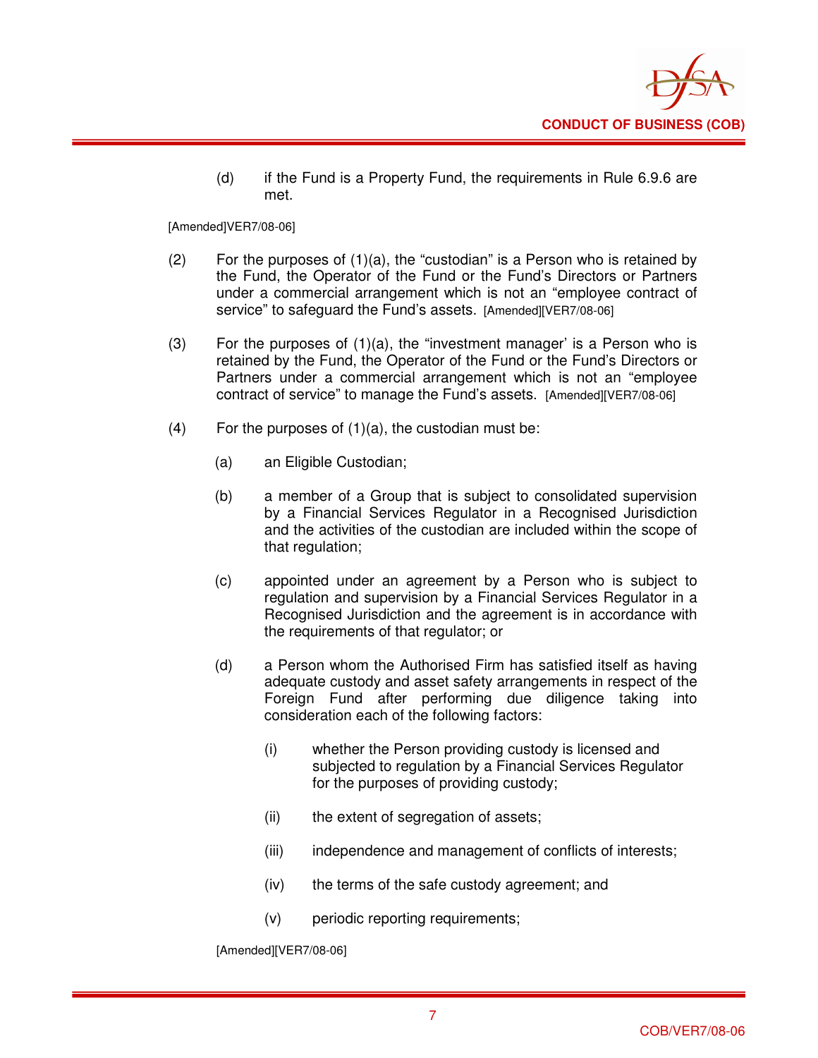(d) if the Fund is a Property Fund, the requirements in Rule 6.9.6 are met.

[Amended]VER7/08-06]

(2) For the purposes of (1)(a), the "custodian" is a Person who is retained by the Fund, the Operator of the Fund or the Fund's Directors or Partners under a commercial arrangement which is not an "employee contract of service" to safeguard the Fund's assets. [Amended][VER7/08-06]

(3) For the purposes of (1)(a), the "investment manager' is a Person who is retained by the Fund, the Operator of the Fund or the Fund's Directors or Partners under a commercial arrangement which is not an "employee contract of service" to manage the Fund's assets. [Amended][VER7/08-06]

(4) For the purposes of (1)(a), the custodian must be:

(a) an Eligible Custodian;

(b) a member of a Group that is subject to consolidated supervision by a Financial Services Regulator in a Recognised Jurisdiction and the activities of the custodian are included within the scope of that regulation;

(c) appointed under an agreement by a Person who is subject to regulation and supervision by a Financial Services Regulator in a Recognised Jurisdiction and the agreement is in accordance with the requirements of that regulator; or

(d) a Person whom the Authorised Firm has satisfied itself as having adequate custody and asset safety arrangements in respect of the Foreign Fund after performing due diligence taking into consideration each of the following factors:

(i) whether the Person providing custody is licensed and subjected to regulation by a Financial Services Regulator for the purposes of providing custody;

(ii) the extent of segregation of assets;

(iii) independence and management of conflicts of interests;

(iv) the terms of the safe custody agreement; and

(v) periodic reporting requirements;

[Amended][VER7/08-06]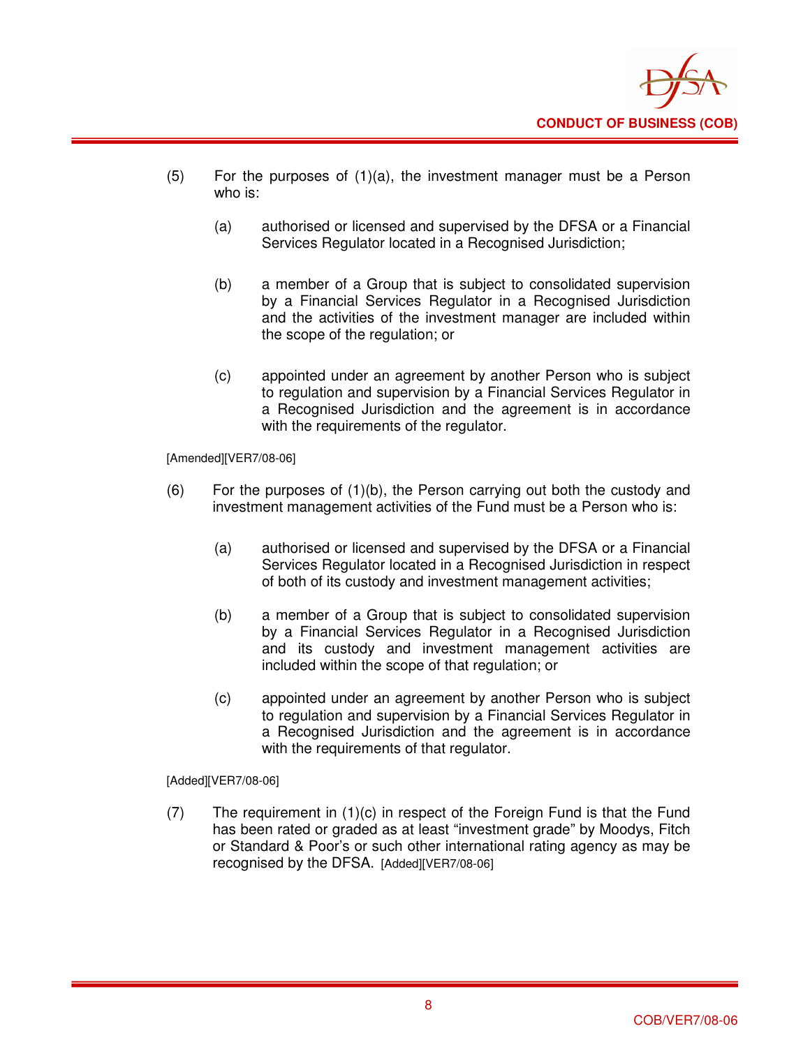(5) For the purposes of (1)(a), the investment manager must be a Person who is:

  (a) authorised or licensed and supervised by the DFSA or a Financial Services Regulator located in a Recognised Jurisdiction;

  (b) a member of a Group that is subject to consolidated supervision by a Financial Services Regulator in a Recognised Jurisdiction and the activities of the investment manager are included within the scope of the regulation; or

  (c) appointed under an agreement by another Person who is subject to regulation and supervision by a Financial Services Regulator in a Recognised Jurisdiction and the agreement is in accordance with the requirements of the regulator.

[Amended][VER7/08-06]

(6) For the purposes of (1)(b), the Person carrying out both the custody and investment management activities of the Fund must be a Person who is:

  (a) authorised or licensed and supervised by the DFSA or a Financial Services Regulator located in a Recognised Jurisdiction in respect of both of its custody and investment management activities;

  (b) a member of a Group that is subject to consolidated supervision by a Financial Services Regulator in a Recognised Jurisdiction and its custody and investment management activities are included within the scope of that regulation; or

  (c) appointed under an agreement by another Person who is subject to regulation and supervision by a Financial Services Regulator in a Recognised Jurisdiction and the agreement is in accordance with the requirements of that regulator.

[Added][VER7/08-06]

(7) The requirement in (1)(c) in respect of the Foreign Fund is that the Fund has been rated or graded as at least "investment grade" by Moodys, Fitch or Standard & Poor's or such other international rating agency as may be recognised by the DFSA. [Added][VER7/08-06]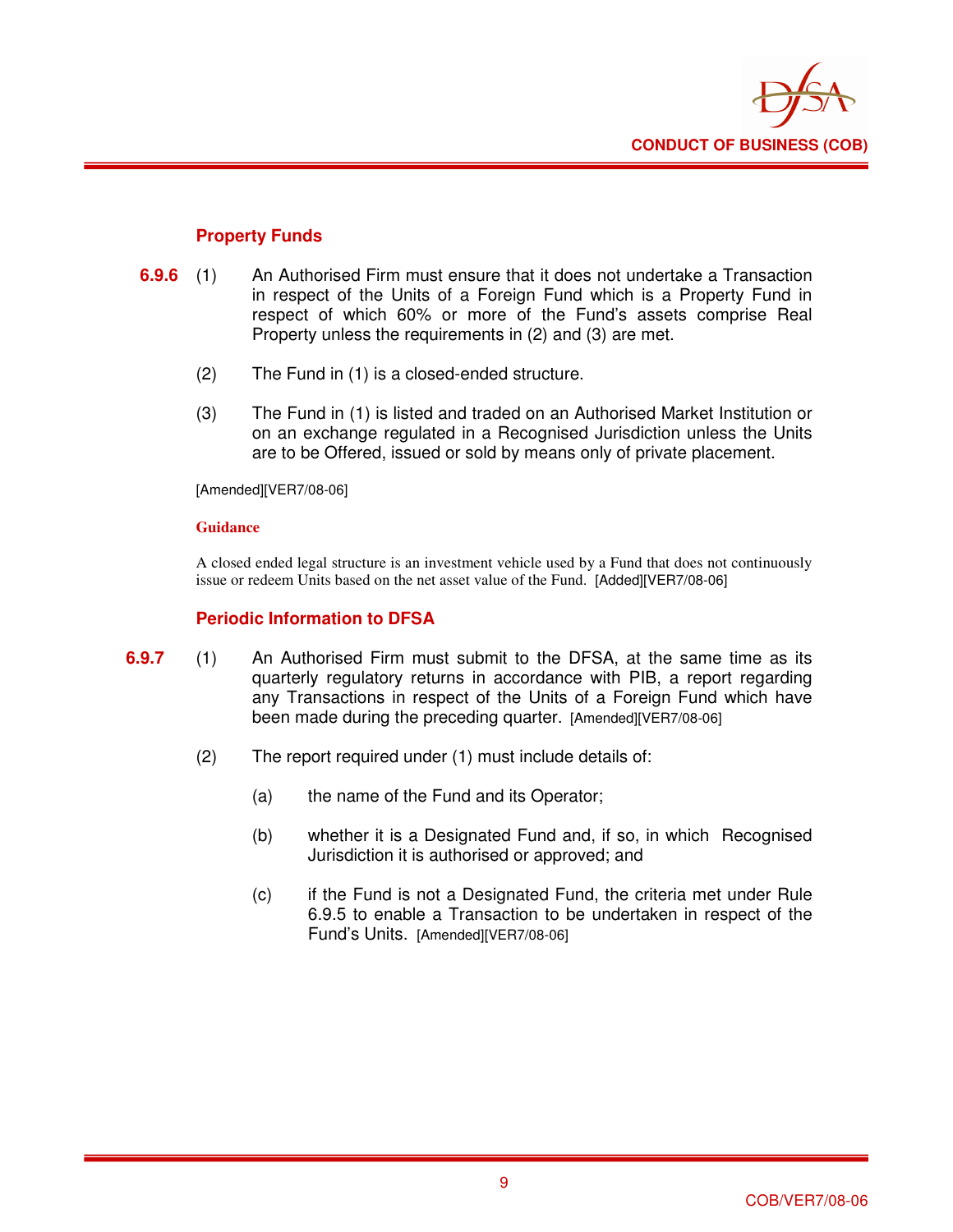## Property Funds

**6.9.6** (1) An Authorised Firm must ensure that it does not undertake a Transaction in respect of the Units of a Foreign Fund which is a Property Fund in respect of which 60% or more of the Fund's assets comprise Real Property unless the requirements in (2) and (3) are met.

(2) The Fund in (1) is a closed-ended structure.

(3) The Fund in (1) is listed and traded on an Authorised Market Institution or on an exchange regulated in a Recognised Jurisdiction unless the Units are to be Offered, issued or sold by means only of private placement.

[Amended][VER7/08-06]

**Guidance**

A closed ended legal structure is an investment vehicle used by a Fund that does not continuously issue or redeem Units based on the net asset value of the Fund. [Added][VER7/08-06]

## Periodic Information to DFSA

**6.9.7** (1) An Authorised Firm must submit to the DFSA, at the same time as its quarterly regulatory returns in accordance with PIB, a report regarding any Transactions in respect of the Units of a Foreign Fund which have been made during the preceding quarter. [Amended][VER7/08-06]

(2) The report required under (1) must include details of:

(a) the name of the Fund and its Operator;

(b) whether it is a Designated Fund and, if so, in which Recognised Jurisdiction it is authorised or approved; and

(c) if the Fund is not a Designated Fund, the criteria met under Rule 6.9.5 to enable a Transaction to be undertaken in respect of the Fund's Units. [Amended][VER7/08-06]